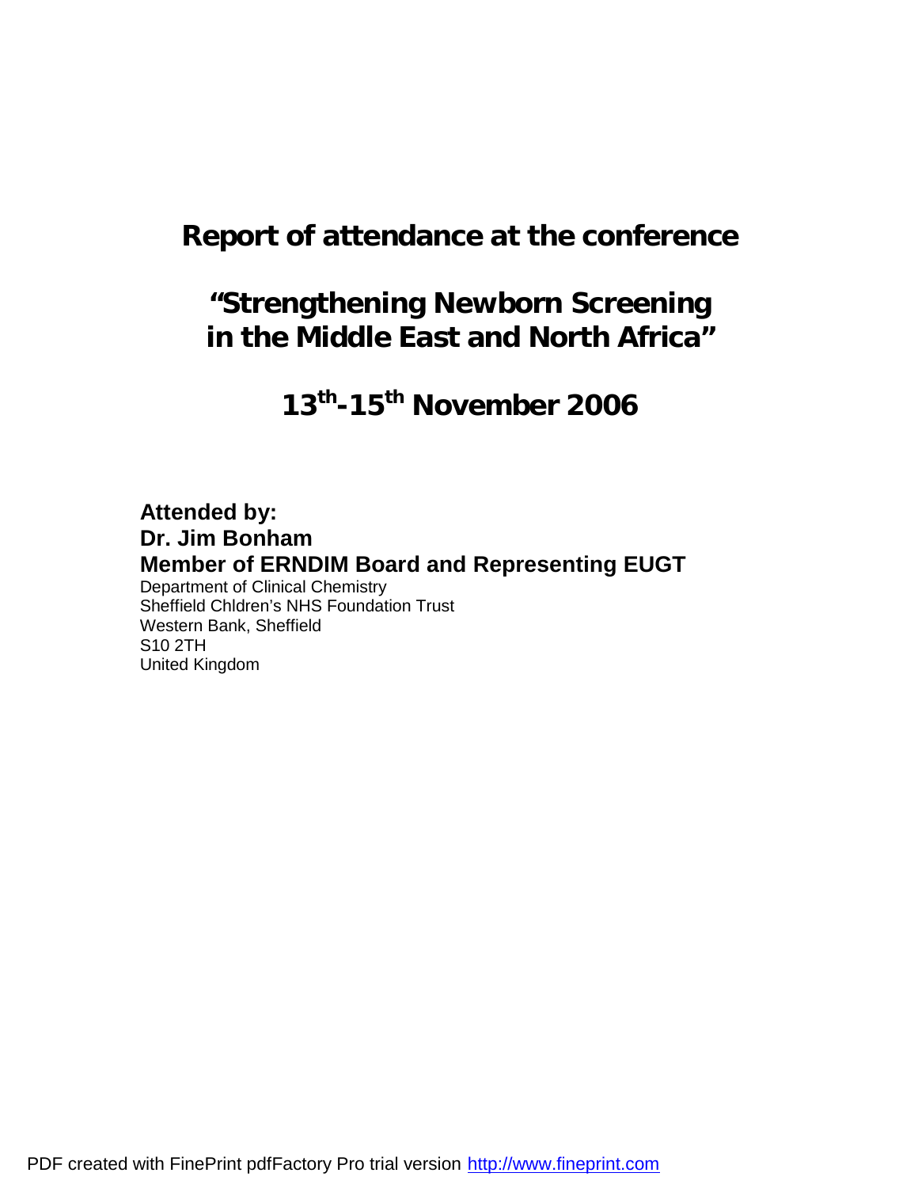# Report of attendance at the conference

# "Strengthening Newborn Screening in the Middle East and North Africa"

# 13th-15th November 2006

**Attended by:**
**Dr. Jim Bonham**
**Member of ERNDIM Board and Representing EUGT**
Department of Clinical Chemistry
Sheffield Chldren's NHS Foundation Trust
Western Bank, Sheffield
S10 2TH
United Kingdom

PDF created with FinePrint pdfFactory Pro trial version http://www.fineprint.com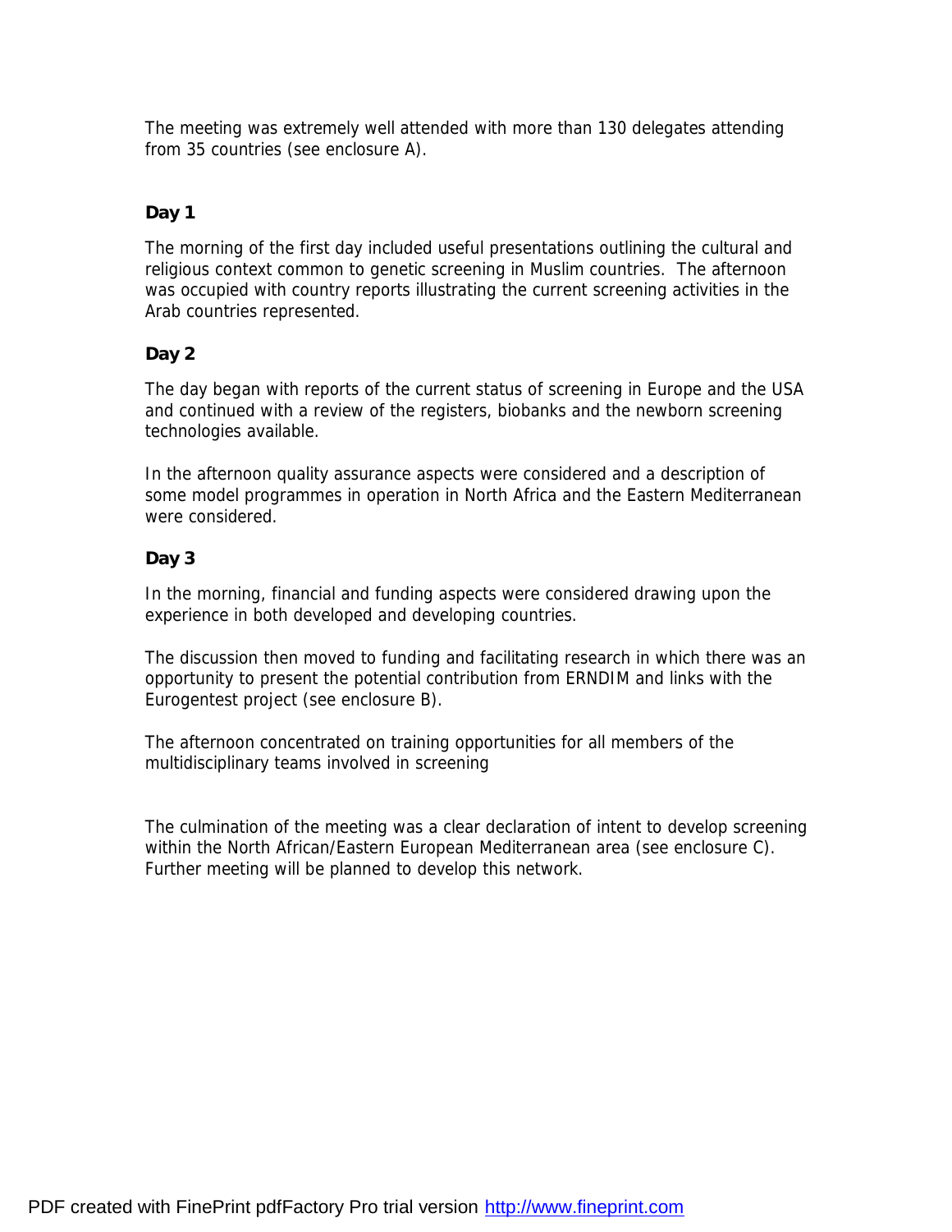The meeting was extremely well attended with more than 130 delegates attending from 35 countries (see enclosure A).

**Day 1**

The morning of the first day included useful presentations outlining the cultural and religious context common to genetic screening in Muslim countries. The afternoon was occupied with country reports illustrating the current screening activities in the Arab countries represented.

**Day 2**

The day began with reports of the current status of screening in Europe and the USA and continued with a review of the registers, biobanks and the newborn screening technologies available.

In the afternoon quality assurance aspects were considered and a description of some model programmes in operation in North Africa and the Eastern Mediterranean were considered.

**Day 3**

In the morning, financial and funding aspects were considered drawing upon the experience in both developed and developing countries.

The discussion then moved to funding and facilitating research in which there was an opportunity to present the potential contribution from ERNDIM and links with the Eurogentest project (see enclosure B).

The afternoon concentrated on training opportunities for all members of the multidisciplinary teams involved in screening

The culmination of the meeting was a clear declaration of intent to develop screening within the North African/Eastern European Mediterranean area (see enclosure C). Further meeting will be planned to develop this network.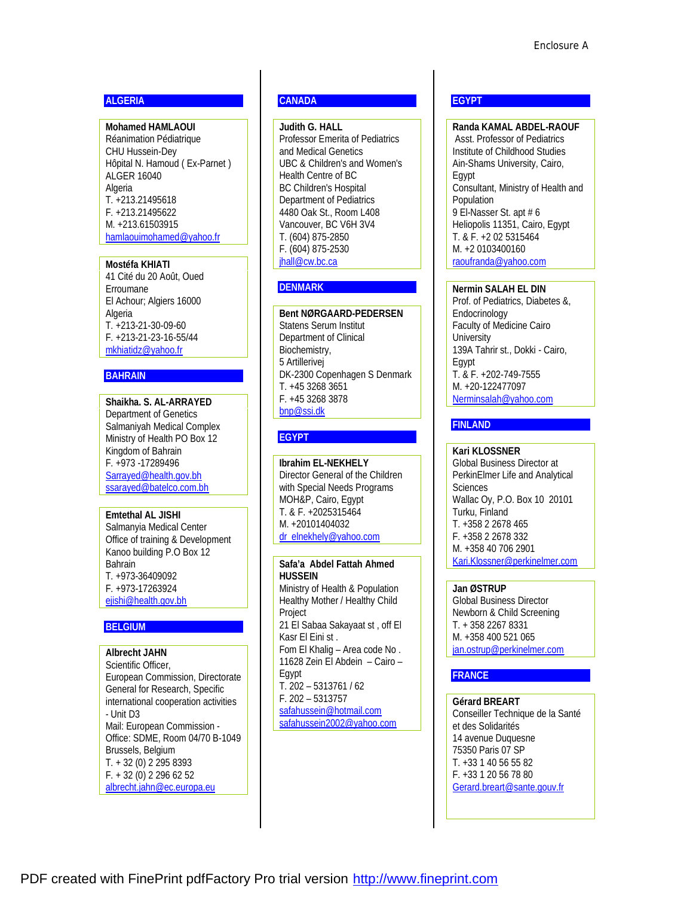Enclosure A

## ALGERIA

**Mohamed HAMLAOUI**
Réanimation Pédiatrique
CHU Hussein-Dey
Hôpital N. Hamoud ( Ex-Parnet )
ALGER 16040
Algeria
T. +213.21495618
F. +213.21495622
M. +213.61503915
hamlaouimohamed@yahoo.fr

**Mostéfa KHIATI**
41 Cité du 20 Août, Oued Erroumane
El Achour; Algiers 16000
Algeria
T. +213-21-30-09-60
F. +213-21-23-16-55/44
mkhiatidz@yahoo.fr

## BAHRAIN

**Shaikha. S. AL-ARRAYED**
Department of Genetics
Salmaniyah Medical Complex
Ministry of Health PO Box 12
Kingdom of Bahrain
F. +973 -17289496
Sarrayed@health.gov.bh
ssarayed@batelco.com.bh

**Emtethal AL JISHI**
Salmanyia Medical Center
Office of training & Development
Kanoo building P.O Box 12
Bahrain
T. +973-36409092
F. +973-17263924
ejishi@health.gov.bh

## BELGIUM

**Albrecht JAHN**
Scientific Officer,
European Commission, Directorate General for Research, Specific international cooperation activities - Unit D3
Mail: European Commission - Office: SDME, Room 04/70 B-1049 Brussels, Belgium
T. + 32 (0) 2 295 8393
F. + 32 (0) 2 296 62 52
albrecht.jahn@ec.europa.eu

## CANADA

**Judith G. HALL**
Professor Emerita of Pediatrics and Medical Genetics
UBC & Children's and Women's Health Centre of BC
BC Children's Hospital
Department of Pediatrics
4480 Oak St., Room L408
Vancouver, BC V6H 3V4
T. (604) 875-2850
F. (604) 875-2530
jhall@cw.bc.ca

## DENMARK

**Bent NØRGAARD-PEDERSEN**
Statens Serum Institut
Department of Clinical Biochemistry,
5 Artillerivej
DK-2300 Copenhagen S Denmark
T. +45 3268 3651
F. +45 3268 3878
bnp@ssi.dk

## EGYPT

**Ibrahim EL-NEKHELY**
Director General of the Children with Special Needs Programs
MOH&P, Cairo, Egypt
T. & F. +2025315464
M. +20101404032
dr_elnekhely@yahoo.com

**Safa'a Abdel Fattah Ahmed HUSSEIN**
Ministry of Health & Population
Healthy Mother / Healthy Child Project
21 El Sabaa Sakayaat st , off El Kasr El Eini st .
Fom El Khalig – Area code No . 11628 Zein El Abdein – Cairo – Egypt
T. 202 – 5313761 / 62
F. 202 – 5313757
safahussein@hotmail.com
safahussein2002@yahoo.com

## EGYPT

**Randa KAMAL ABDEL-RAOUF**
Asst. Professor of Pediatrics
Institute of Childhood Studies
Ain-Shams University, Cairo, Egypt
Consultant, Ministry of Health and Population
9 El-Nasser St. apt # 6
Heliopolis 11351, Cairo, Egypt
T. & F. +2 02 5315464
M. +2 0103400160
raoufranda@yahoo.com

**Nermin SALAH EL DIN**
Prof. of Pediatrics, Diabetes &, Endocrinology
Faculty of Medicine Cairo University
139A Tahrir st., Dokki - Cairo, Egypt
T. & F. +202-749-7555
M. +20-122477097
Nerminsalah@yahoo.com

## FINLAND

**Kari KLOSSNER**
Global Business Director at PerkinElmer Life and Analytical Sciences
Wallac Oy, P.O. Box 10 20101 Turku, Finland
T. +358 2 2678 465
F. +358 2 2678 332
M. +358 40 706 2901
Kari.Klossner@perkinelmer.com

**Jan ØSTRUP**
Global Business Director
Newborn & Child Screening
T. + 358 2267 8331
M. +358 400 521 065
jan.ostrup@perkinelmer.com

## FRANCE

**Gérard BREART**
Conseiller Technique de la Santé et des Solidarités
14 avenue Duquesne
75350 Paris 07 SP
T. +33 1 40 56 55 82
F. +33 1 20 56 78 80
Gerard.breart@sante.gouv.fr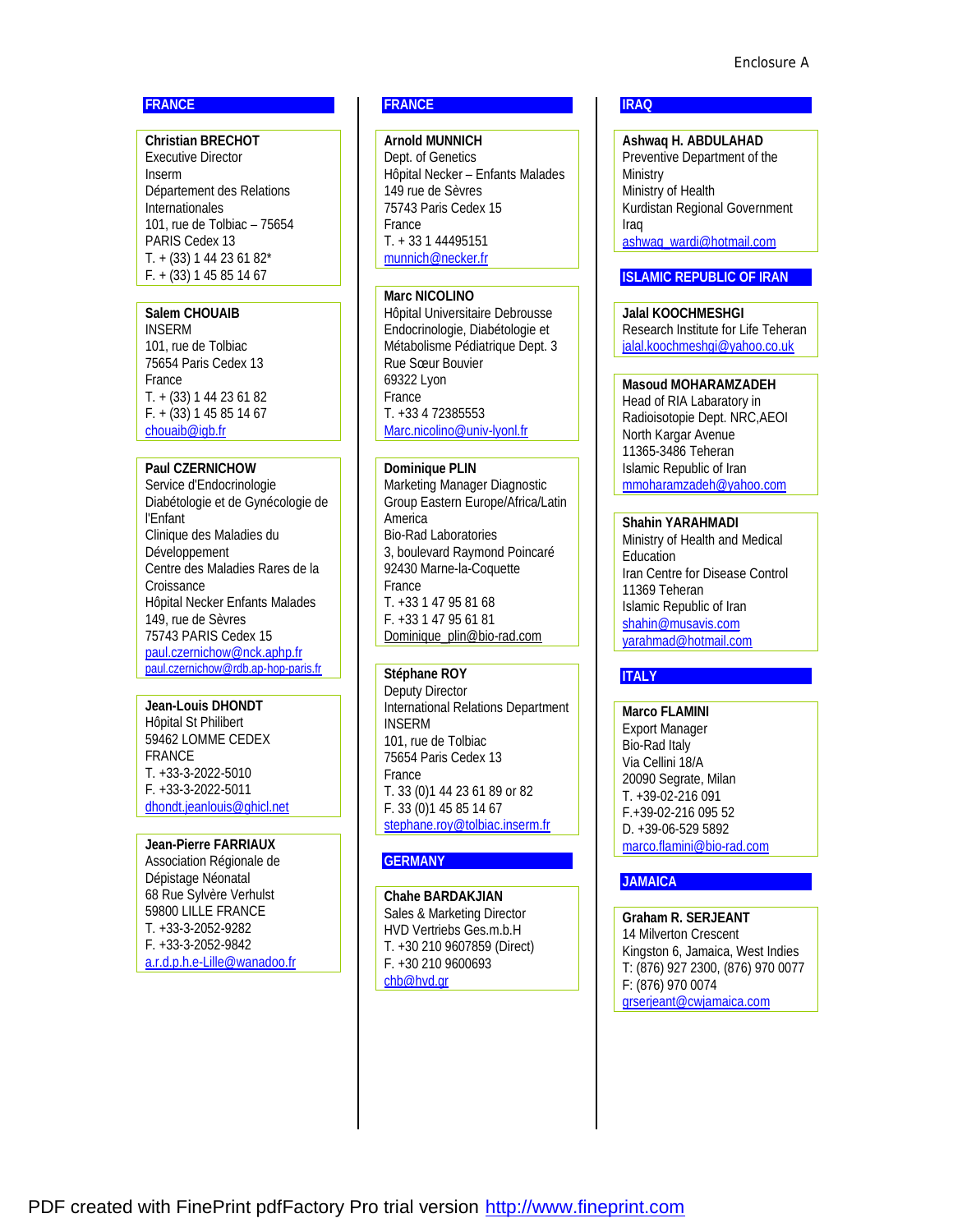Enclosure A

## FRANCE

**Christian BRECHOT**
Executive Director
Inserm
Département des Relations Internationales
101, rue de Tolbiac – 75654
PARIS Cedex 13
T. + (33) 1 44 23 61 82*
F. + (33) 1 45 85 14 67

**Salem CHOUAIB**
INSERM
101, rue de Tolbiac
75654 Paris Cedex 13
France
T. + (33) 1 44 23 61 82
F. + (33) 1 45 85 14 67
chouaib@igb.fr

**Paul CZERNICHOW**
Service d'Endocrinologie
Diabétologie et de Gynécologie de l'Enfant
Clinique des Maladies du Développement
Centre des Maladies Rares de la Croissance
Hôpital Necker Enfants Malades
149, rue de Sèvres
75743 PARIS Cedex 15
paul.czernichow@nck.aphp.fr
paul.czernichow@rdb.ap-hop-paris.fr

**Jean-Louis DHONDT**
Hôpital St Philibert
59462 LOMME CEDEX
FRANCE
T. +33-3-2022-5010
F. +33-3-2022-5011
dhondt.jeanlouis@ghicl.net

**Jean-Pierre FARRIAUX**
Association Régionale de Dépistage Néonatal
68 Rue Sylvère Verhulst
59800 LILLE FRANCE
T. +33-3-2052-9282
F. +33-3-2052-9842
a.r.d.p.h.e-Lille@wanadoo.fr

## FRANCE

**Arnold MUNNICH**
Dept. of Genetics
Hôpital Necker – Enfants Malades
149 rue de Sèvres
75743 Paris Cedex 15
France
T. + 33 1 44495151
munnich@necker.fr

**Marc NICOLINO**
Hôpital Universitaire Debrousse
Endocrinologie, Diabétologie et Métabolisme Pédiatrique Dept. 3
Rue Sœur Bouvier
69322 Lyon
France
T. +33 4 72385553
Marc.nicolino@univ-lyonl.fr

**Dominique PLIN**
Marketing Manager Diagnostic Group Eastern Europe/Africa/Latin America
Bio-Rad Laboratories
3, boulevard Raymond Poincaré
92430 Marne-la-Coquette
France
T. +33 1 47 95 81 68
F. +33 1 47 95 61 81
Dominique_plin@bio-rad.com

**Stéphane ROY**
Deputy Director
International Relations Department
INSERM
101, rue de Tolbiac
75654 Paris Cedex 13
France
T. 33 (0)1 44 23 61 89 or 82
F. 33 (0)1 45 85 14 67
stephane.roy@tolbiac.inserm.fr

## GERMANY

**Chahe BARDAKJIAN**
Sales & Marketing Director
HVD Vertriebs Ges.m.b.H
T. +30 210 9607859 (Direct)
F. +30 210 9600693
chb@hvd.gr

## IRAQ

**Ashwaq H. ABDULAHAD**
Preventive Department of the Ministry
Ministry of Health
Kurdistan Regional Government
Iraq
ashwaq_wardi@hotmail.com

## ISLAMIC REPUBLIC OF IRAN

**Jalal KOOCHMESHGI**
Research Institute for Life Teheran
jalal.koochmeshgi@yahoo.co.uk

**Masoud MOHARAMZADEH**
Head of RIA Labaratory in Radioisotopie Dept. NRC,AEOI
North Kargar Avenue
11365-3486 Teheran
Islamic Republic of Iran
mmoharamzadeh@yahoo.com

**Shahin YARAHMADI**
Ministry of Health and Medical Education
Iran Centre for Disease Control
11369 Teheran
Islamic Republic of Iran
shahin@musavis.com
yarahmad@hotmail.com

## ITALY

**Marco FLAMINI**
Export Manager
Bio-Rad Italy
Via Cellini 18/A
20090 Segrate, Milan
T. +39-02-216 091
F.+39-02-216 095 52
D. +39-06-529 5892
marco.flamini@bio-rad.com

## JAMAICA

**Graham R. SERJEANT**
14 Milverton Crescent
Kingston 6, Jamaica, West Indies
T: (876) 927 2300, (876) 970 0077
F: (876) 970 0074
grserjeant@cwjamaica.com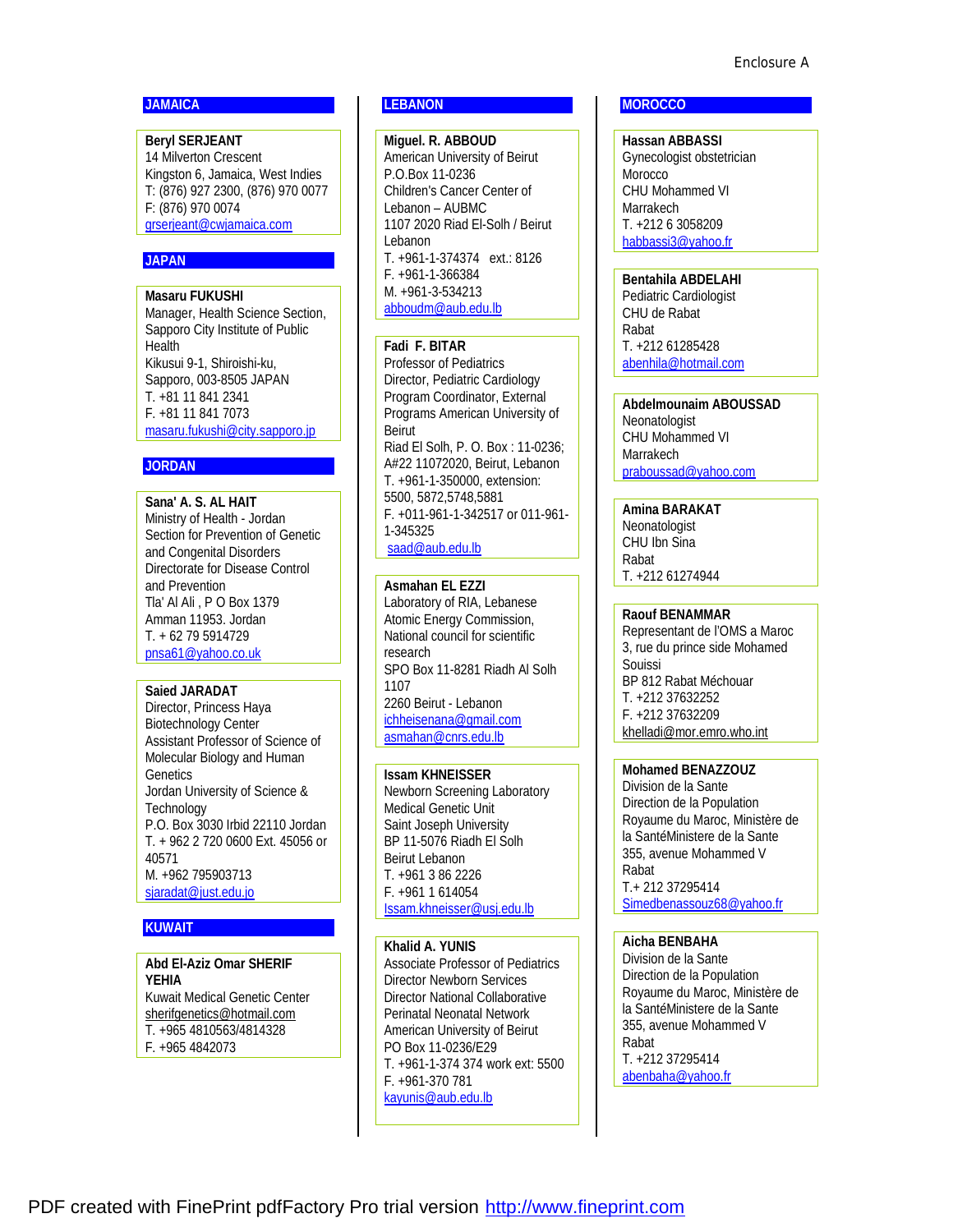Enclosure A

## JAMAICA

**Beryl SERJEANT**
14 Milverton Crescent
Kingston 6, Jamaica, West Indies
T: (876) 927 2300, (876) 970 0077
F: (876) 970 0074
grserjeant@cwjamaica.com

## JAPAN

**Masaru FUKUSHI**
Manager, Health Science Section, Sapporo City Institute of Public Health
Kikusui 9-1, Shiroishi-ku,
Sapporo, 003-8505 JAPAN
T. +81 11 841 2341
F. +81 11 841 7073
masaru.fukushi@city.sapporo.jp

## JORDAN

**Sana' A. S. AL HAIT**
Ministry of Health - Jordan
Section for Prevention of Genetic and Congenital Disorders
Directorate for Disease Control and Prevention
Tla' Al Ali , P O Box 1379
Amman 11953. Jordan
T. + 62 79 5914729
pnsa61@yahoo.co.uk

**Saied JARADAT**
Director, Princess Haya Biotechnology Center
Assistant Professor of Science of Molecular Biology and Human Genetics
Jordan University of Science & Technology
P.O. Box 3030 Irbid 22110 Jordan
T. + 962 2 720 0600 Ext. 45056 or 40571
M. +962 795903713
sjaradat@just.edu.jo

## KUWAIT

**Abd El-Aziz Omar SHERIF YEHIA**
Kuwait Medical Genetic Center
sherifgenetics@hotmail.com
T. +965 4810563/4814328
F. +965 4842073

## LEBANON

**Miguel. R. ABBOUD**
American University of Beirut
P.O.Box 11-0236
Children's Cancer Center of Lebanon – AUBMC
1107 2020 Riad El-Solh / Beirut
Lebanon
T. +961-1-374374 ext.: 8126
F. +961-1-366384
M. +961-3-534213
abboudm@aub.edu.lb

**Fadi F. BITAR**
Professor of Pediatrics
Director, Pediatric Cardiology
Program Coordinator, External Programs American University of Beirut
Riad El Solh, P. O. Box : 11-0236; A#22 11072020, Beirut, Lebanon
T. +961-1-350000, extension: 5500, 5872,5748,5881
F. +011-961-1-342517 or 011-961-1-345325
saad@aub.edu.lb

**Asmahan EL EZZI**
Laboratory of RIA, Lebanese Atomic Energy Commission, National council for scientific research
SPO Box 11-8281 Riadh Al Solh 1107
2260 Beirut - Lebanon
ichheisenana@gmail.com
asmahan@cnrs.edu.lb

**Issam KHNEISSER**
Newborn Screening Laboratory
Medical Genetic Unit
Saint Joseph University
BP 11-5076 Riadh El Solh
Beirut Lebanon
T. +961 3 86 2226
F. +961 1 614054
Issam.khneisser@usj.edu.lb

**Khalid A. YUNIS**
Associate Professor of Pediatrics
Director Newborn Services
Director National Collaborative Perinatal Neonatal Network
American University of Beirut
PO Box 11-0236/E29
T. +961-1-374 374 work ext: 5500
F. +961-370 781
kayunis@aub.edu.lb

## MOROCCO

**Hassan ABBASSI**
Gynecologist obstetrician
Morocco
CHU Mohammed VI
Marrakech
T. +212 6 3058209
habbassi3@yahoo.fr

**Bentahila ABDELAHI**
Pediatric Cardiologist
CHU de Rabat
Rabat
T. +212 61285428
abenhila@hotmail.com

**Abdelmounaim ABOUSSAD**
Neonatologist
CHU Mohammed VI
Marrakech
praboussad@yahoo.com

**Amina BARAKAT**
Neonatologist
CHU Ibn Sina
Rabat
T. +212 61274944

**Raouf BENAMMAR**
Representant de l'OMS a Maroc
3, rue du prince side Mohamed Souissi
BP 812 Rabat Méchouar
T. +212 37632252
F. +212 37632209
khelladi@mor.emro.who.int

**Mohamed BENAZZOUZ**
Division de la Sante
Direction de la Population
Royaume du Maroc, Ministère de la SantéMinistere de la Sante
355, avenue Mohammed V
Rabat
T.+ 212 37295414
Simedbenassouz68@yahoo.fr

**Aicha BENBAHA**
Division de la Sante
Direction de la Population
Royaume du Maroc, Ministère de la SantéMinistere de la Sante
355, avenue Mohammed V
Rabat
T. +212 37295414
abenbaha@yahoo.fr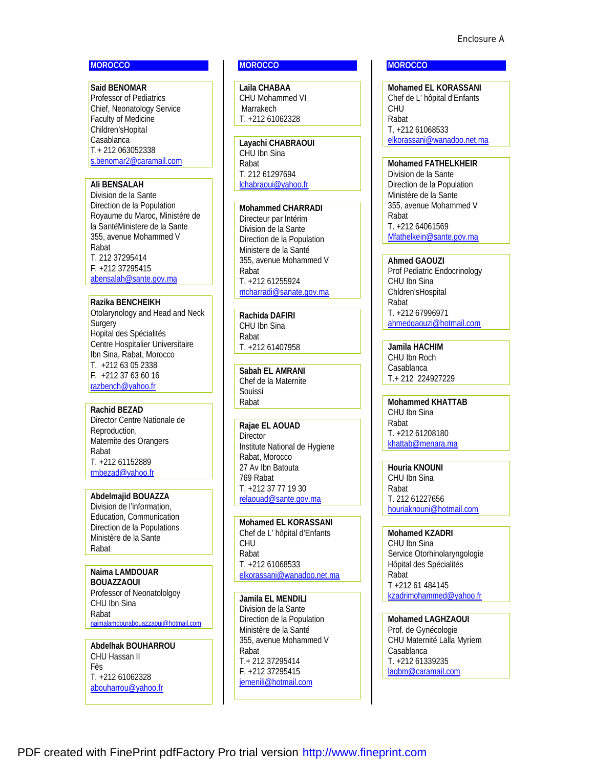Enclosure A

## MOROCCO

**Said BENOMAR**
Professor of Pediatrics
Chief, Neonatology Service
Faculty of Medicine
Children'sHopital
Casablanca
T.+ 212 063052338
s.benomar2@caramail.com

**Ali BENSALAH**
Division de la Sante
Direction de la Population
Royaume du Maroc, Ministère de la SantéMinistere de la Sante
355, avenue Mohammed V
Rabat
T. 212 37295414
F. +212 37295415
abensalah@sante.gov.ma

**Razika BENCHEIKH**
Otolarynology and Head and Neck Surgery
Hopital des Spécialités
Centre Hospitalier Universitaire
Ibn Sina, Rabat, Morocco
T. +212 63 05 2338
F. +212 37 63 60 16
razbench@yahoo.fr

**Rachid BEZAD**
Director Centre Nationale de Reproduction,
Maternite des Orangers
Rabat
T. +212 61152889
rmbezad@yahoo.fr

**Abdelmajid BOUAZZA**
Division de l'information, Education, Communication
Direction de la Populations
Ministère de la Sante
Rabat

**Naima LAMDOUAR BOUAZZAOUI**
Professor of Neonatololgoy
CHU Ibn Sina
Rabat
naimalamdourabouazzaoui@hotmail.com

**Abdelhak BOUHARROU**
CHU Hassan II
Fès
T. +212 61062328
abouharrou@yahoo.fr

## MOROCCO

**Laila CHABAA**
CHU Mohammed VI
Marrakech
T. +212 61062328

**Layachi CHABRAOUI**
CHU Ibn Sina
Rabat
T. 212 61297694
lchabraoui@yahoo.fr

**Mohammed CHARRADI**
Directeur par Intérim
Division de la Sante
Direction de la Population
Ministere de la Santé
355, avenue Mohammed V
Rabat
T. +212 61255924
mcharradi@sanate.gov.ma

**Rachida DAFIRI**
CHU Ibn Sina
Rabat
T. +212 61407958

**Sabah EL AMRANI**
Chef de la Maternite
Souissi
Rabat

**Rajae EL AOUAD**
Director
Institute National de Hygiene
Rabat, Morocco
27 Av Ibn Batouta
769 Rabat
T. +212 37 77 19 30
relaouad@sante.gov.ma

**Mohamed EL KORASSANI**
Chef de L' hôpital d'Enfants
CHU
Rabat
T. +212 61068533
elkorassani@wanadoo.net.ma

**Jamila EL MENDILI**
Division de la Sante
Direction de la Population
Ministère de la Santé
355, avenue Mohammed V
Rabat
T.+ 212 37295414
F. +212 37295415
jemenili@hotmail.com

## MOROCCO

**Mohamed EL KORASSANI**
Chef de L' hôpital d'Enfants
CHU
Rabat
T. +212 61068533
elkorassani@wanadoo.net.ma

**Mohamed FATHELKHEIR**
Division de la Sante
Direction de la Population
Ministère de la Sante
355, avenue Mohammed V
Rabat
T. +212 64061569
Mfathelkein@sante.gov.ma

**Ahmed GAOUZI**
Prof Pediatric Endocrinology
CHU Ibn Sina
Chldren'sHospital
Rabat
T. +212 67996971
ahmedgaouzi@hotmail.com

**Jamila HACHIM**
CHU Ibn Roch
Casablanca
T.+ 212 224927229

**Mohammed KHATTAB**
CHU Ibn Sina
Rabat
T. +212 61208180
khattab@menara.ma

**Houria KNOUNI**
CHU Ibn Sina
Rabat
T. 212 61227656
houriaknouni@hotmail.com

**Mohamed KZADRI**
CHU Ibn Sina
Service Otorhinolaryngologie
Hôpital des Spécialités
Rabat
T +212 61 484145
kzadrimohammed@yahoo.fr

**Mohamed LAGHZAOUI**
Prof. de Gynécologie
CHU Maternité Lalla Myriem
Casablanca
T. +212 61339235
lagbm@caramail.com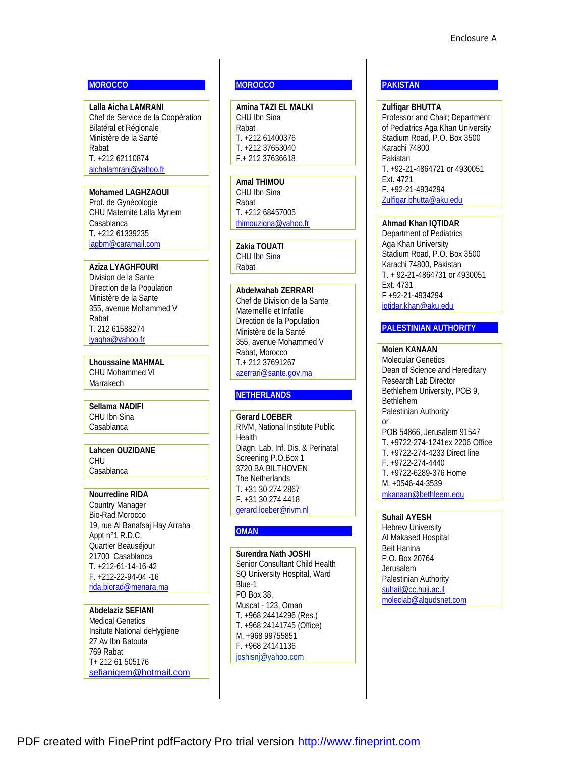Enclosure A

## MOROCCO

**Lalla Aicha LAMRANI**
Chef de Service de la Coopération Bilatéral et Régionale
Ministère de la Santé
Rabat
T. +212 62110874
aichalamrani@yahoo.fr

**Mohamed LAGHZAOUI**
Prof. de Gynécologie
CHU Maternité Lalla Myriem
Casablanca
T. +212 61339235
lagbm@caramail.com

**Aziza LYAGHFOURI**
Division de la Sante
Direction de la Population
Ministère de la Sante
355, avenue Mohammed V
Rabat
T. 212 61588274
lyagha@yahoo.fr

**Lhoussaine MAHMAL**
CHU Mohammed VI
Marrakech

**Sellama NADIFI**
CHU Ibn Sina
Casablanca

**Lahcen OUZIDANE**
CHU
Casablanca

**Nourredine RIDA**
Country Manager
Bio-Rad Morocco
19, rue Al Banafsaj Hay Arraha
Appt n°1 R.D.C.
Quartier Beauséjour
21700 Casablanca
T. +212-61-14-16-42
F. +212-22-94-04 -16
rida.biorad@menara.ma

**Abdelaziz SEFIANI**
Medical Genetics
Insitute National deHygiene
27 Av Ibn Batouta
769 Rabat
T+ 212 61 505176
sefianigem@hotmail.com

## MOROCCO

**Amina TAZI EL MALKI**
CHU Ibn Sina
Rabat
T. +212 61400376
T. +212 37653040
F.+ 212 37636618

**Amal THIMOU**
CHU Ibn Sina
Rabat
T. +212 68457005
thimouzigna@yahoo.fr

**Zakia TOUATI**
CHU Ibn Sina
Rabat

**Abdelwahab ZERRARI**
Chef de Division de la Sante Maternellle et Infatile
Direction de la Population
Ministère de la Santé
355, avenue Mohammed V
Rabat, Morocco
T.+ 212 37691267
azerrari@sante.gov.ma

## NETHERLANDS

**Gerard LOEBER**
RIVM, National Institute Public Health
Diagn. Lab. Inf. Dis. & Perinatal Screening P.O.Box 1
3720 BA BILTHOVEN
The Netherlands
T. +31 30 274 2867
F. +31 30 274 4418
gerard.loeber@rivm.nl

## OMAN

**Surendra Nath JOSHI**
Senior Consultant Child Health
SQ University Hospital, Ward Blue-1
PO Box 38,
Muscat - 123, Oman
T. +968 24414296 (Res.)
T. +968 24141745 (Office)
M. +968 99755851
F. +968 24141136
joshisnj@yahoo.com

## PAKISTAN

**Zulfiqar BHUTTA**
Professor and Chair; Department of Pediatrics Aga Khan University
Stadium Road, P.O. Box 3500
Karachi 74800
Pakistan
T. +92-21-4864721 or 4930051 Ext. 4721
F. +92-21-4934294
Zulfiqar.bhutta@aku.edu

**Ahmad Khan IQTIDAR**
Department of Pediatrics
Aga Khan University
Stadium Road, P.O. Box 3500
Karachi 74800, Pakistan
T. + 92-21-4864731 or 4930051 Ext. 4731
F +92-21-4934294
iqtidar.khan@aku.edu

## PALESTINIAN AUTHORITY

**Moien KANAAN**
Molecular Genetics
Dean of Science and Hereditary Research Lab Director
Bethlehem University, POB 9, Bethlehem
Palestinian Authority
or
POB 54866, Jerusalem 91547
T. +9722-274-1241ex 2206 Office
T. +9722-274-4233 Direct line
F. +9722-274-4440
T. +9722-6289-376 Home
M. +0546-44-3539
mkanaan@bethleem.edu

**Suhail AYESH**
Hebrew University
Al Makased Hospital
Beit Hanina
P.O. Box 20764
Jerusalem
Palestinian Authority
suhail@cc.huji.ac.il
moleclab@alqudsnet.com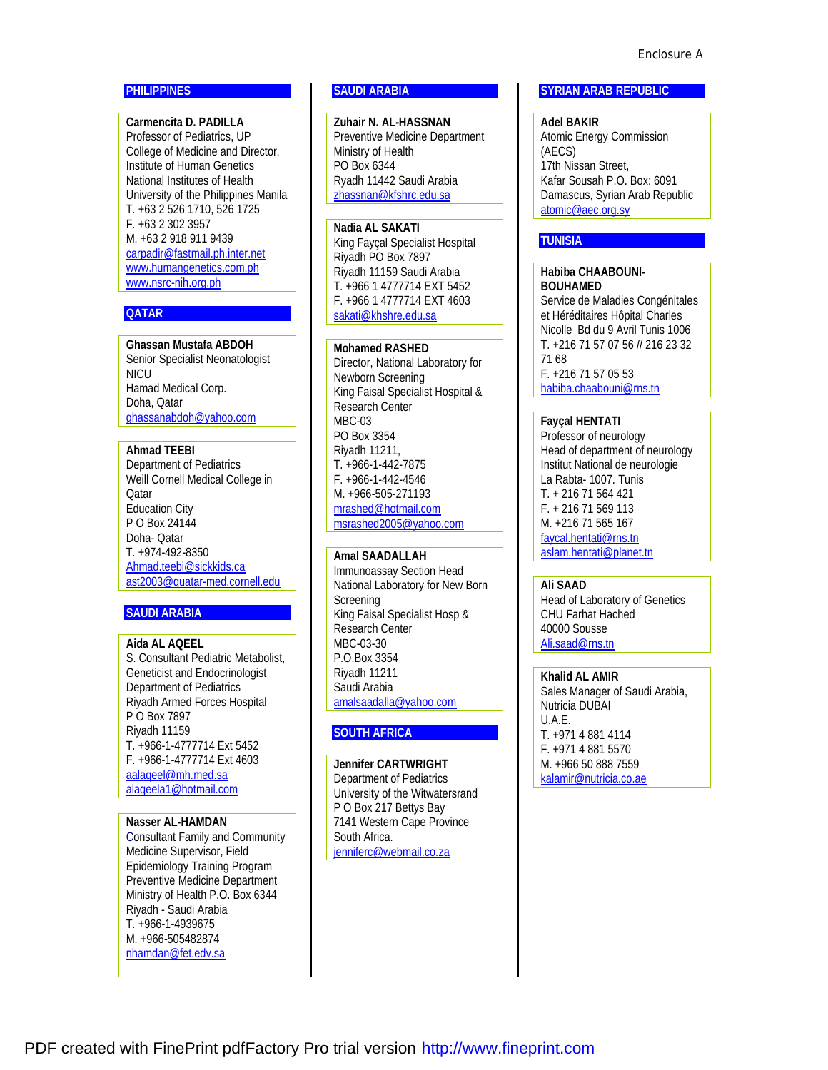Enclosure A

## PHILIPPINES

**Carmencita D. PADILLA**
Professor of Pediatrics, UP College of Medicine and Director, Institute of Human Genetics
National Institutes of Health
University of the Philippines Manila
T. +63 2 526 1710, 526 1725
F. +63 2 302 3957
M. +63 2 918 911 9439
carpadir@fastmail.ph.inter.net
www.humangenetics.com.ph
www.nsrc-nih.org.ph

## QATAR

**Ghassan Mustafa ABDOH**
Senior Specialist Neonatologist
NICU
Hamad Medical Corp.
Doha, Qatar
ghassanabdoh@yahoo.com

**Ahmad TEEBI**
Department of Pediatrics
Weill Cornell Medical College in Qatar
Education City
P O Box 24144
Doha- Qatar
T. +974-492-8350
Ahmad.teebi@sickkids.ca
ast2003@quatar-med.cornell.edu

## SAUDI ARABIA

**Aida AL AQEEL**
S. Consultant Pediatric Metabolist, Geneticist and Endocrinologist
Department of Pediatrics
Riyadh Armed Forces Hospital
P O Box 7897
Riyadh 11159
T. +966-1-4777714 Ext 5452
F. +966-1-4777714 Ext 4603
aalaqeel@mh.med.sa
alaqeela1@hotmail.com

**Nasser AL-HAMDAN**
Consultant Family and Community Medicine Supervisor, Field Epidemiology Training Program
Preventive Medicine Department
Ministry of Health P.O. Box 6344
Riyadh - Saudi Arabia
T. +966-1-4939675
M. +966-505482874
nhamdan@fet.edv.sa

## SAUDI ARABIA

**Zuhair N. AL-HASSNAN**
Preventive Medicine Department
Ministry of Health
PO Box 6344
Ryadh 11442 Saudi Arabia
zhassnan@kfshrc.edu.sa

**Nadia AL SAKATI**
King Fayçal Specialist Hospital
Riyadh PO Box 7897
Riyadh 11159 Saudi Arabia
T. +966 1 4777714 EXT 5452
F. +966 1 4777714 EXT 4603
sakati@khshre.edu.sa

**Mohamed RASHED**
Director, National Laboratory for Newborn Screening
King Faisal Specialist Hospital & Research Center
MBC-03
PO Box 3354
Riyadh 11211,
T. +966-1-442-7875
F. +966-1-442-4546
M. +966-505-271193
mrashed@hotmail.com
msrashed2005@yahoo.com

**Amal SAADALLAH**
Immunoassay Section Head
National Laboratory for New Born Screening
King Faisal Specialist Hosp & Research Center
MBC-03-30
P.O.Box 3354
Riyadh 11211
Saudi Arabia
amalsaadalla@yahoo.com

## SOUTH AFRICA

**Jennifer CARTWRIGHT**
Department of Pediatrics
University of the Witwatersrand
P O Box 217 Bettys Bay
7141 Western Cape Province
South Africa.
jenniferc@webmail.co.za

## SYRIAN ARAB REPUBLIC

**Adel BAKIR**
Atomic Energy Commission (AECS)
17th Nissan Street,
Kafar Sousah P.O. Box: 6091
Damascus, Syrian Arab Republic
atomic@aec.org.sy

## TUNISIA

**Habiba CHAABOUNI-BOUHAMED**
Service de Maladies Congénitales et Héréditaires Hôpital Charles Nicolle Bd du 9 Avril Tunis 1006
T. +216 71 57 07 56 // 216 23 32 71 68
F. +216 71 57 05 53
habiba.chaabouni@rns.tn

**Fayçal HENTATI**
Professor of neurology
Head of department of neurology
Institut National de neurologie
La Rabta- 1007. Tunis
T. + 216 71 564 421
F. + 216 71 569 113
M. +216 71 565 167
faycal.hentati@rns.tn
aslam.hentati@planet.tn

**Ali SAAD**
Head of Laboratory of Genetics
CHU Farhat Hached
40000 Sousse
Ali.saad@rns.tn

**Khalid AL AMIR**
Sales Manager of Saudi Arabia,
Nutricia DUBAI
U.A.E.
T. +971 4 881 4114
F. +971 4 881 5570
M. +966 50 888 7559
kalamir@nutricia.co.ae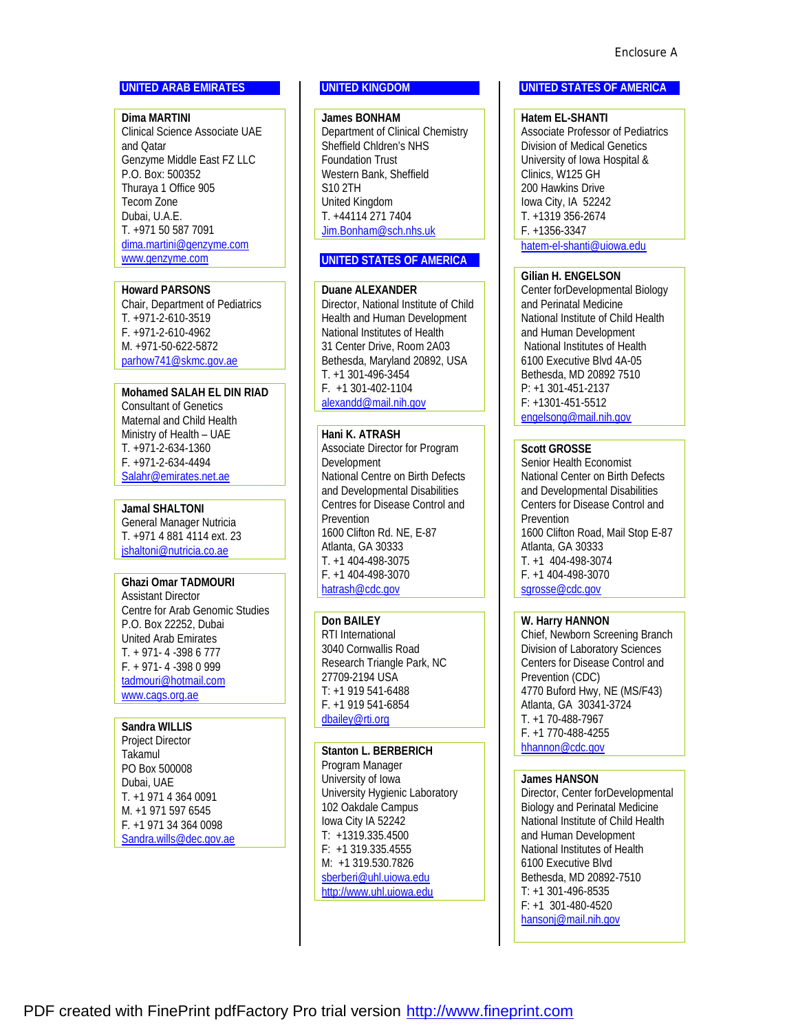Enclosure A

## UNITED ARAB EMIRATES

**Dima MARTINI**
Clinical Science Associate UAE and Qatar
Genzyme Middle East FZ LLC
P.O. Box: 500352
Thuraya 1 Office 905
Tecom Zone
Dubai, U.A.E.
T. +971 50 587 7091
dima.martini@genzyme.com
www.genzyme.com

**Howard PARSONS**
Chair, Department of Pediatrics
T. +971-2-610-3519
F. +971-2-610-4962
M. +971-50-622-5872
parhow741@skmc.gov.ae

**Mohamed SALAH EL DIN RIAD**
Consultant of Genetics
Maternal and Child Health
Ministry of Health – UAE
T. +971-2-634-1360
F. +971-2-634-4494
Salahr@emirates.net.ae

**Jamal SHALTONI**
General Manager Nutricia
T. +971 4 881 4114 ext. 23
jshaltoni@nutricia.co.ae

**Ghazi Omar TADMOURI**
Assistant Director
Centre for Arab Genomic Studies
P.O. Box 22252, Dubai
United Arab Emirates
T. + 971- 4 -398 6 777
F. + 971- 4 -398 0 999
tadmouri@hotmail.com
www.cags.org.ae

**Sandra WILLIS**
Project Director
Takamul
PO Box 500008
Dubai, UAE
T. +1 971 4 364 0091
M. +1 971 597 6545
F. +1 971 34 364 0098
Sandra.wills@dec.gov.ae

## UNITED KINGDOM

**James BONHAM**
Department of Clinical Chemistry
Sheffield Chldren's NHS Foundation Trust
Western Bank, Sheffield
S10 2TH
United Kingdom
T. +44114 271 7404
Jim.Bonham@sch.nhs.uk

## UNITED STATES OF AMERICA

**Duane ALEXANDER**
Director, National Institute of Child Health and Human Development
National Institutes of Health
31 Center Drive, Room 2A03
Bethesda, Maryland 20892, USA
T. +1 301-496-3454
F. +1 301-402-1104
alexandd@mail.nih.gov

**Hani K. ATRASH**
Associate Director for Program Development
National Centre on Birth Defects and Developmental Disabilities
Centres for Disease Control and Prevention
1600 Clifton Rd. NE, E-87
Atlanta, GA 30333
T. +1 404-498-3075
F. +1 404-498-3070
hatrash@cdc.gov

**Don BAILEY**
RTI International
3040 Cornwallis Road
Research Triangle Park, NC
27709-2194 USA
T: +1 919 541-6488
F. +1 919 541-6854
dbailey@rti.org

**Stanton L. BERBERICH**
Program Manager
University of Iowa
University Hygienic Laboratory
102 Oakdale Campus
Iowa City IA 52242
T: +1319.335.4500
F: +1 319.335.4555
M: +1 319.530.7826
sberberi@uhl.uiowa.edu
http://www.uhl.uiowa.edu

## UNITED STATES OF AMERICA

**Hatem EL-SHANTI**
Associate Professor of Pediatrics
Division of Medical Genetics
University of Iowa Hospital & Clinics, W125 GH
200 Hawkins Drive
Iowa City, IA 52242
T. +1319 356-2674
F. +1356-3347
hatem-el-shanti@uiowa.edu

**Gilian H. ENGELSON**
Center forDevelopmental Biology and Perinatal Medicine
National Institute of Child Health and Human Development
National Institutes of Health
6100 Executive Blvd 4A-05
Bethesda, MD 20892 7510
P: +1 301-451-2137
F: +1301-451-5512
engelsong@mail.nih.gov

**Scott GROSSE**
Senior Health Economist
National Center on Birth Defects and Developmental Disabilities
Centers for Disease Control and Prevention
1600 Clifton Road, Mail Stop E-87
Atlanta, GA 30333
T. +1 404-498-3074
F. +1 404-498-3070
sgrosse@cdc.gov

**W. Harry HANNON**
Chief, Newborn Screening Branch
Division of Laboratory Sciences
Centers for Disease Control and Prevention (CDC)
4770 Buford Hwy, NE (MS/F43)
Atlanta, GA 30341-3724
T. +1 70-488-7967
F. +1 770-488-4255
hhannon@cdc.gov

**James HANSON**
Director, Center forDevelopmental Biology and Perinatal Medicine
National Institute of Child Health and Human Development
National Institutes of Health
6100 Executive Blvd
Bethesda, MD 20892-7510
T: +1 301-496-8535
F: +1 301-480-4520
hansonj@mail.nih.gov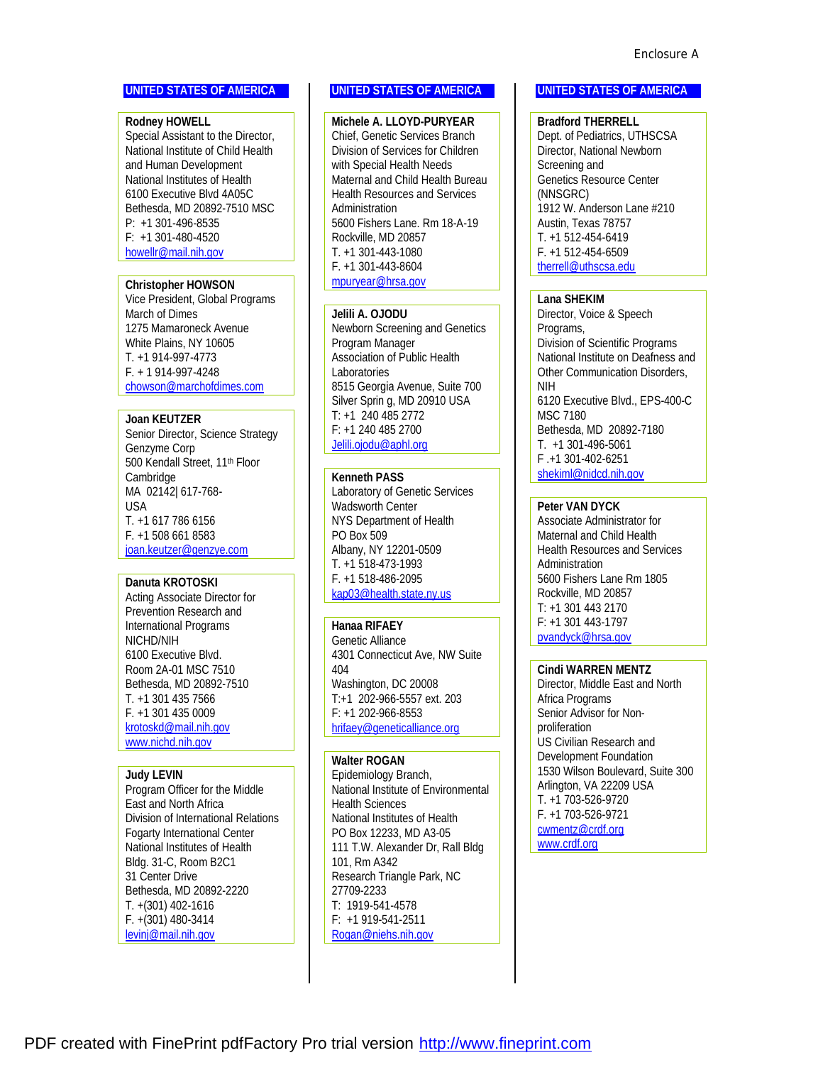Enclosure A

## UNITED STATES OF AMERICA

**Rodney HOWELL**
Special Assistant to the Director,
National Institute of Child Health and Human Development
National Institutes of Health
6100 Executive Blvd 4A05C
Bethesda, MD 20892-7510 MSC
P: +1 301-496-8535
F: +1 301-480-4520
howellr@mail.nih.gov

**Christopher HOWSON**
Vice President, Global Programs
March of Dimes
1275 Mamaroneck Avenue
White Plains, NY 10605
T. +1 914-997-4773
F. + 1 914-997-4248
chowson@marchofdimes.com

**Joan KEUTZER**
Senior Director, Science Strategy
Genzyme Corp
500 Kendall Street, 11th Floor
Cambridge
MA 02142| 617-768-
USA
T. +1 617 786 6156
F. +1 508 661 8583
joan.keutzer@genzye.com

**Danuta KROTOSKI**
Acting Associate Director for Prevention Research and International Programs
NICHD/NIH
6100 Executive Blvd.
Room 2A-01 MSC 7510
Bethesda, MD 20892-7510
T. +1 301 435 7566
F. +1 301 435 0009
krotoskd@mail.nih.gov
www.nichd.nih.gov

**Judy LEVIN**
Program Officer for the Middle East and North Africa
Division of International Relations
Fogarty International Center
National Institutes of Health
Bldg. 31-C, Room B2C1
31 Center Drive
Bethesda, MD 20892-2220
T. +(301) 402-1616
F. +(301) 480-3414
levinj@mail.nih.gov

## UNITED STATES OF AMERICA

**Michele A. LLOYD-PURYEAR**
Chief, Genetic Services Branch
Division of Services for Children with Special Health Needs
Maternal and Child Health Bureau
Health Resources and Services Administration
5600 Fishers Lane. Rm 18-A-19
Rockville, MD 20857
T. +1 301-443-1080
F. +1 301-443-8604
mpuryear@hrsa.gov

**Jelili A. OJODU**
Newborn Screening and Genetics Program Manager
Association of Public Health Laboratories
8515 Georgia Avenue, Suite 700
Silver Sprin g, MD 20910 USA
T: +1 240 485 2772
F: +1 240 485 2700
Jelili.ojodu@aphl.org

**Kenneth PASS**
Laboratory of Genetic Services
Wadsworth Center
NYS Department of Health
PO Box 509
Albany, NY 12201-0509
T. +1 518-473-1993
F. +1 518-486-2095
kap03@health.state.ny.us

**Hanaa RIFAEY**
Genetic Alliance
4301 Connecticut Ave, NW Suite 404
Washington, DC 20008
T:+1 202-966-5557 ext. 203
F: +1 202-966-8553
hrifaey@geneticalliance.org

**Walter ROGAN**
Epidemiology Branch,
National Institute of Environmental Health Sciences
National Institutes of Health
PO Box 12233, MD A3-05
111 T.W. Alexander Dr, Rall Bldg 101, Rm A342
Research Triangle Park, NC 27709-2233
T: 1919-541-4578
F: +1 919-541-2511
Rogan@niehs.nih.gov

## UNITED STATES OF AMERICA

**Bradford THERRELL**
Dept. of Pediatrics, UTHSCSA
Director, National Newborn Screening and Genetics Resource Center (NNSGRC)
1912 W. Anderson Lane #210
Austin, Texas 78757
T. +1 512-454-6419
F. +1 512-454-6509
therrell@uthscsa.edu

**Lana SHEKIM**
Director, Voice & Speech Programs,
Division of Scientific Programs
National Institute on Deafness and Other Communication Disorders, NIH
6120 Executive Blvd., EPS-400-C
MSC 7180
Bethesda, MD 20892-7180
T. +1 301-496-5061
F .+1 301-402-6251
shekiml@nidcd.nih.gov

**Peter VAN DYCK**
Associate Administrator for Maternal and Child Health
Health Resources and Services Administration
5600 Fishers Lane Rm 1805
Rockville, MD 20857
T: +1 301 443 2170
F: +1 301 443-1797
pvandyck@hrsa.gov

**Cindi WARREN MENTZ**
Director, Middle East and North Africa Programs
Senior Advisor for Non-proliferation
US Civilian Research and Development Foundation
1530 Wilson Boulevard, Suite 300
Arlington, VA 22209 USA
T. +1 703-526-9720
F. +1 703-526-9721
cwmentz@crdf.org
www.crdf.org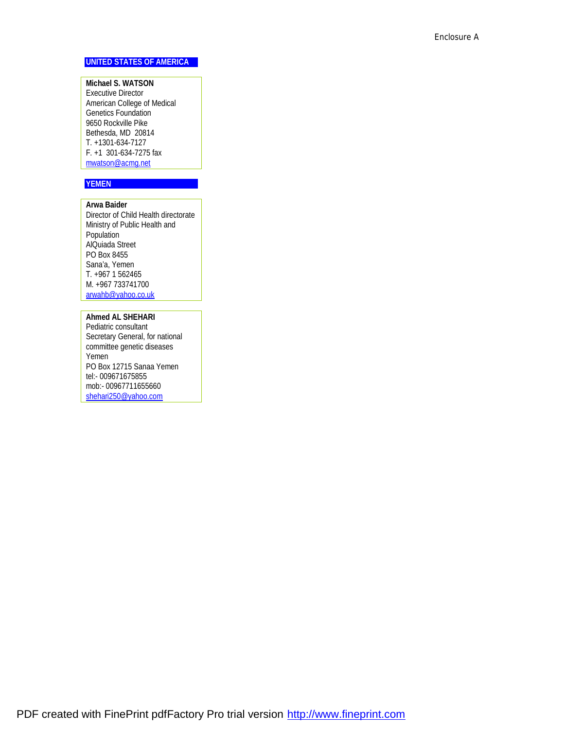Enclosure A

## UNITED STATES OF AMERICA

**Michael S. WATSON**
Executive Director
American College of Medical Genetics Foundation
9650 Rockville Pike
Bethesda, MD 20814
T. +1301-634-7127
F. +1 301-634-7275 fax
mwatson@acmg.net

## YEMEN

**Arwa Baider**
Director of Child Health directorate
Ministry of Public Health and Population
AlQuiada Street
PO Box 8455
Sana'a, Yemen
T. +967 1 562465
M. +967 733741700
arwahb@yahoo.co.uk

**Ahmed AL SHEHARI**
Pediatric consultant
Secretary General, for national committee genetic diseases
Yemen
PO Box 12715 Sanaa Yemen
tel:- 009671675855
mob:- 00967711655660
shehari250@yahoo.com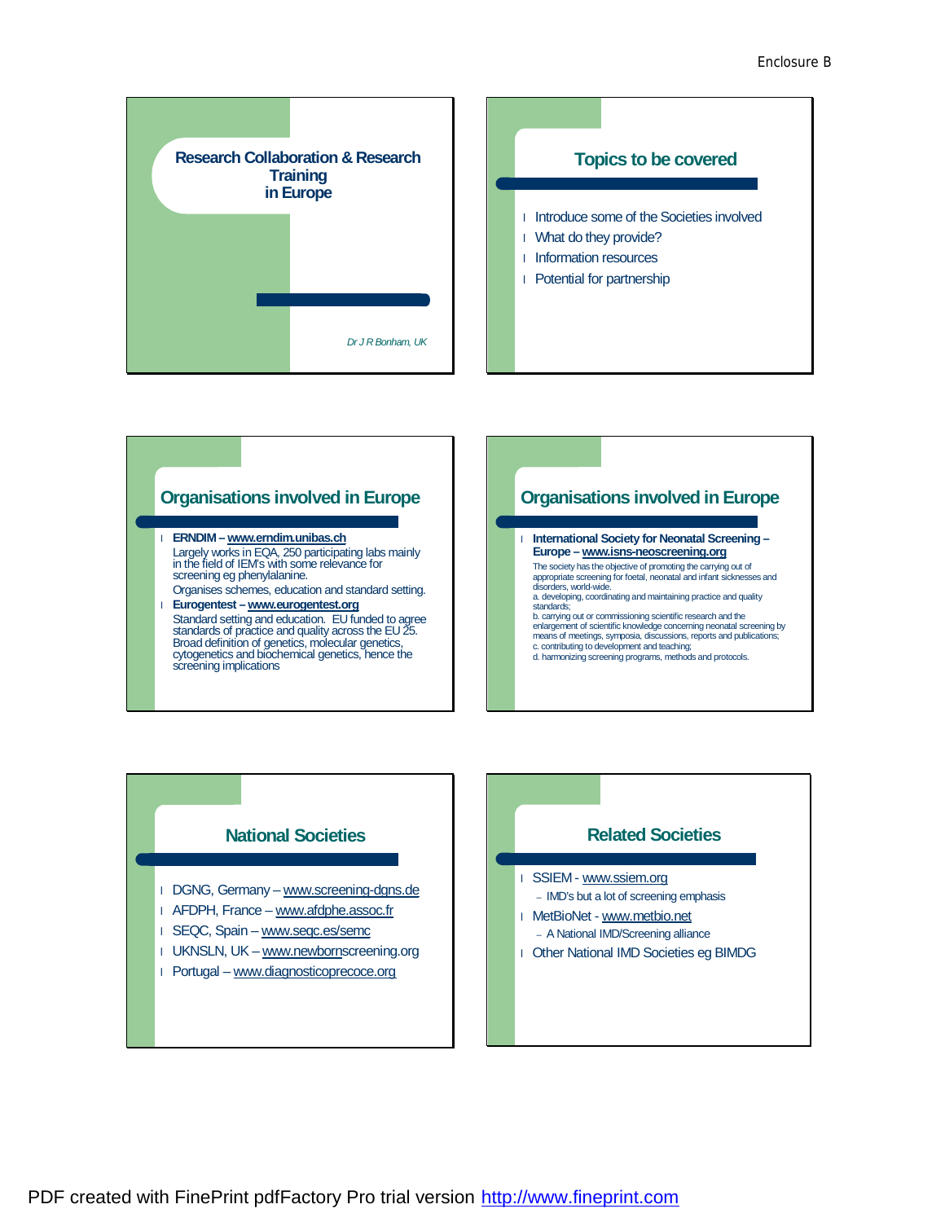Enclosure B

## Research Collaboration & Research Training in Europe

*Dr J R Bonham, UK*

## Topics to be covered

- Introduce some of the Societies involved
- What do they provide?
- Information resources
- Potential for partnership

## Organisations involved in Europe

- **ERNDIM – www.erndim.unibas.ch**
  Largely works in EQA, 250 participating labs mainly in the field of IEM's with some relevance for screening eg phenylalanine.
  Organises schemes, education and standard setting.
- **Eurogentest – www.eurogentest.org**
  Standard setting and education. EU funded to agree standards of practice and quality across the EU 25. Broad definition of genetics, molecular genetics, cytogenetics and biochemical genetics, hence the screening implications

## Organisations involved in Europe

- **International Society for Neonatal Screening – Europe – www.isns-neoscreening.org**
  The society has the objective of promoting the carrying out of appropriate screening for foetal, neonatal and infant sicknesses and disorders, world-wide.
  a. developing, coordinating and maintaining practice and quality standards;
  b. carrying out or commissioning scientific research and the enlargement of scientific knowledge concerning neonatal screening by means of meetings, symposia, discussions, reports and publications;
  c. contributing to development and teaching;
  d. harmonizing screening programs, methods and protocols.

## National Societies

- DGNG, Germany – www.screening-dgns.de
- AFDPH, France – www.afdphe.assoc.fr
- SEQC, Spain – www.seqc.es/semc
- UKNSLN, UK – www.newbornscreening.org
- Portugal – www.diagnosticoprecoce.org

## Related Societies

- SSIEM - www.ssiem.org
  - IMD's but a lot of screening emphasis
- MetBioNet - www.metbio.net
  - A National IMD/Screening alliance
- Other National IMD Societies eg BIMDG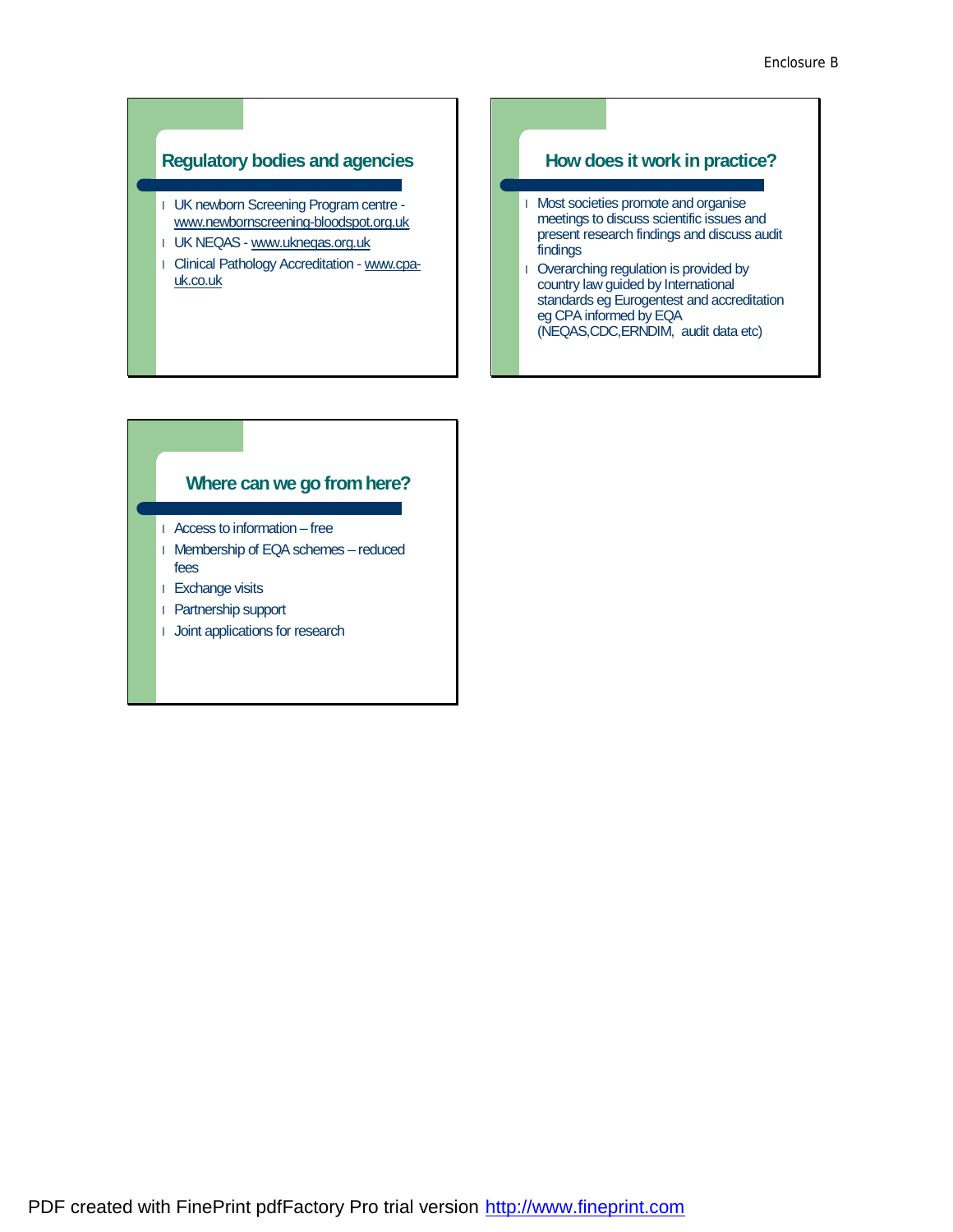## Regulatory bodies and agencies

- UK newborn Screening Program centre - www.newbornscreening-bloodspot.org.uk
- UK NEQAS - www.ukneqas.org.uk
- Clinical Pathology Accreditation - www.cpa-uk.co.uk

## How does it work in practice?

- Most societies promote and organise meetings to discuss scientific issues and present research findings and discuss audit findings
- Overarching regulation is provided by country law guided by International standards eg Eurogentest and accreditation eg CPA informed by EQA (NEQAS,CDC,ERNDIM, audit data etc)

## Where can we go from here?

- Access to information – free
- Membership of EQA schemes – reduced fees
- Exchange visits
- Partnership support
- Joint applications for research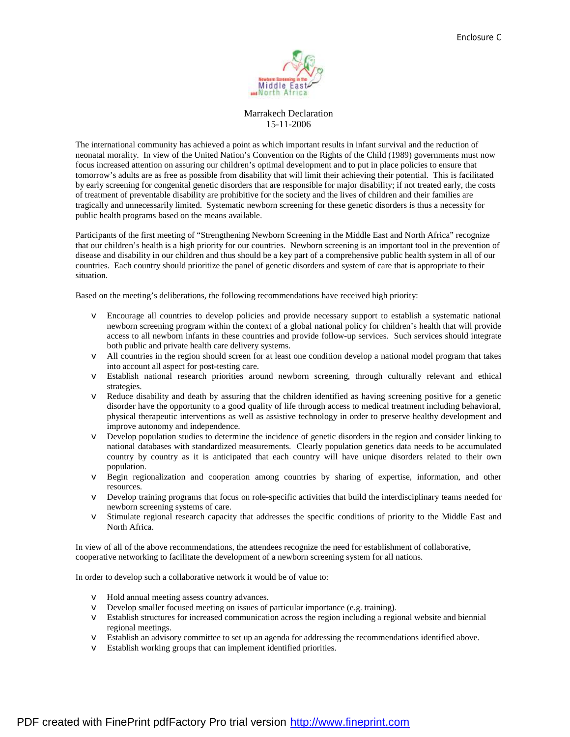Enclosure C

Newborn Screening in the Middle East and North Africa

Marrakech Declaration
15-11-2006

The international community has achieved a point as which important results in infant survival and the reduction of neonatal morality. In view of the United Nation's Convention on the Rights of the Child (1989) governments must now focus increased attention on assuring our children's optimal development and to put in place policies to ensure that tomorrow's adults are as free as possible from disability that will limit their achieving their potential. This is facilitated by early screening for congenital genetic disorders that are responsible for major disability; if not treated early, the costs of treatment of preventable disability are prohibitive for the society and the lives of children and their families are tragically and unnecessarily limited. Systematic newborn screening for these genetic disorders is thus a necessity for public health programs based on the means available.

Participants of the first meeting of "Strengthening Newborn Screening in the Middle East and North Africa" recognize that our children's health is a high priority for our countries. Newborn screening is an important tool in the prevention of disease and disability in our children and thus should be a key part of a comprehensive public health system in all of our countries. Each country should prioritize the panel of genetic disorders and system of care that is appropriate to their situation.

Based on the meeting's deliberations, the following recommendations have received high priority:

- Encourage all countries to develop policies and provide necessary support to establish a systematic national newborn screening program within the context of a global national policy for children's health that will provide access to all newborn infants in these countries and provide follow-up services. Such services should integrate both public and private health care delivery systems.
- All countries in the region should screen for at least one condition develop a national model program that takes into account all aspect for post-testing care.
- Establish national research priorities around newborn screening, through culturally relevant and ethical strategies.
- Reduce disability and death by assuring that the children identified as having screening positive for a genetic disorder have the opportunity to a good quality of life through access to medical treatment including behavioral, physical therapeutic interventions as well as assistive technology in order to preserve healthy development and improve autonomy and independence.
- Develop population studies to determine the incidence of genetic disorders in the region and consider linking to national databases with standardized measurements. Clearly population genetics data needs to be accumulated country by country as it is anticipated that each country will have unique disorders related to their own population.
- Begin regionalization and cooperation among countries by sharing of expertise, information, and other resources.
- Develop training programs that focus on role-specific activities that build the interdisciplinary teams needed for newborn screening systems of care.
- Stimulate regional research capacity that addresses the specific conditions of priority to the Middle East and North Africa.

In view of all of the above recommendations, the attendees recognize the need for establishment of collaborative, cooperative networking to facilitate the development of a newborn screening system for all nations.

In order to develop such a collaborative network it would be of value to:

- Hold annual meeting assess country advances.
- Develop smaller focused meeting on issues of particular importance (e.g. training).
- Establish structures for increased communication across the region including a regional website and biennial regional meetings.
- Establish an advisory committee to set up an agenda for addressing the recommendations identified above.
- Establish working groups that can implement identified priorities.